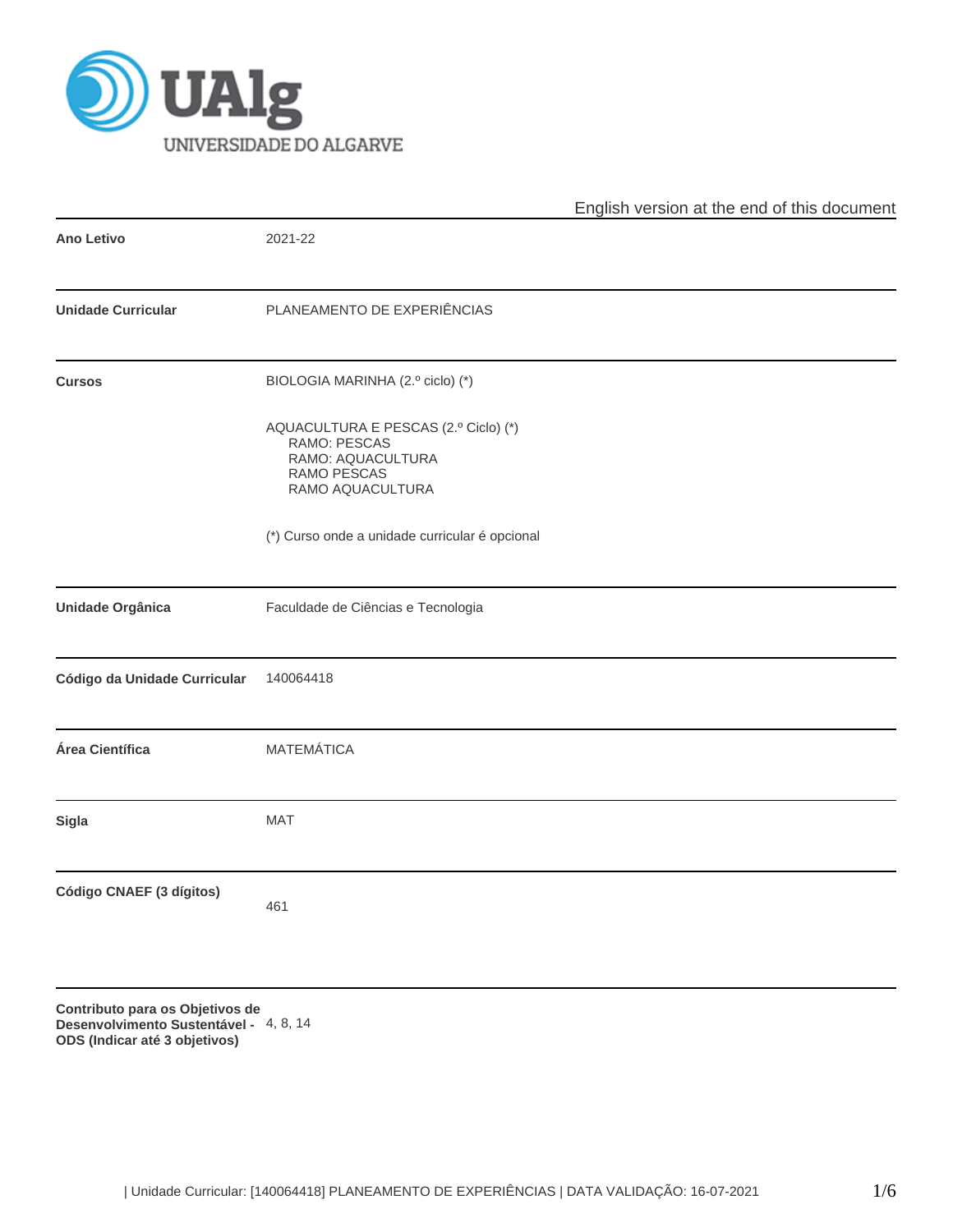UALg UNIVERSIDADE DO ALGARVE

English version at the end of this document

| | |
|---|---|
| **Ano Letivo** | 2021-22 |
| **Unidade Curricular** | PLANEAMENTO DE EXPERIÊNCIAS |
| **Cursos** | BIOLOGIA MARINHA (2.º ciclo) (*)<br><br>AQUACULTURA E PESCAS (2.º Ciclo) (*)<br>RAMO: PESCAS<br>RAMO: AQUACULTURA<br>RAMO PESCAS<br>RAMO AQUACULTURA<br><br>(*) Curso onde a unidade curricular é opcional |
| **Unidade Orgânica** | Faculdade de Ciências e Tecnologia |
| **Código da Unidade Curricular** | 140064418 |
| **Área Científica** | MATEMÁTICA |
| **Sigla** | MAT |
| **Código CNAEF (3 dígitos)** | 461 |
| **Contributo para os Objetivos de Desenvolvimento Sustentável - ODS (Indicar até 3 objetivos)** | 4, 8, 14 |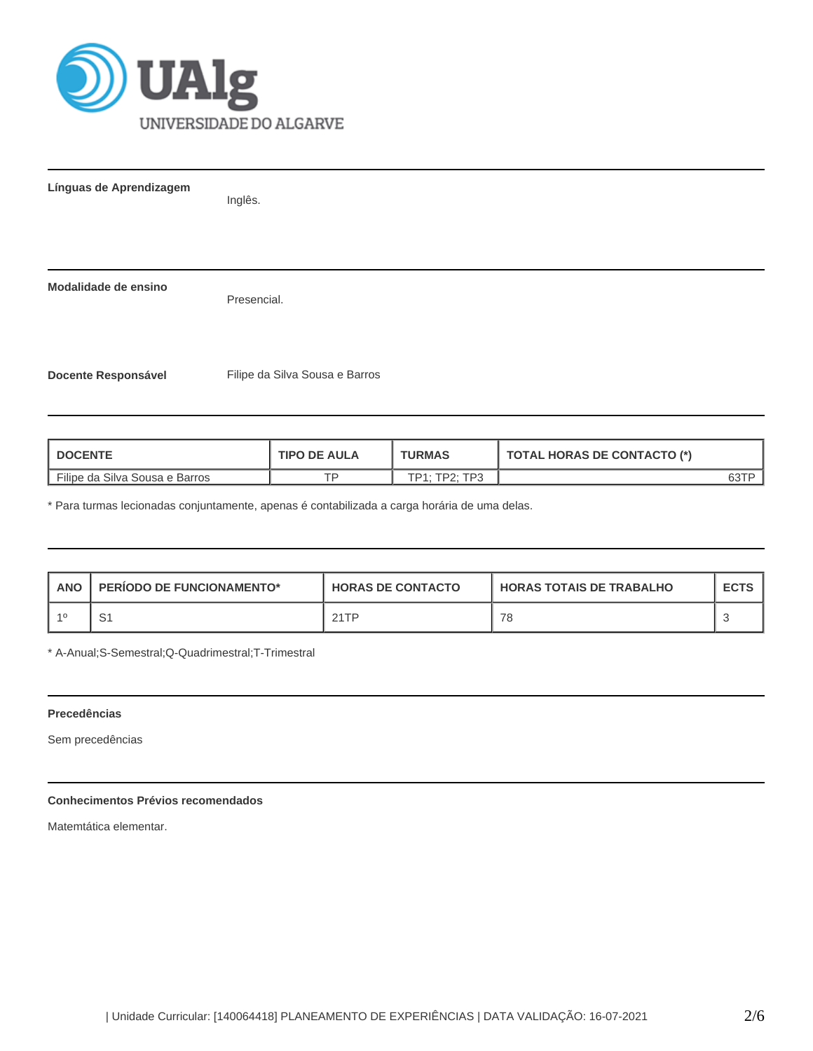**Línguas de Aprendizagem**

Inglês.

**Modalidade de ensino**

Presencial.

**Docente Responsável**

Filipe da Silva Sousa e Barros

| DOCENTE | TIPO DE AULA | TURMAS | TOTAL HORAS DE CONTACTO (*) |
|---|---|---|---|
| Filipe da Silva Sousa e Barros | TP | TP1; TP2; TP3 | 63TP |

* Para turmas lecionadas conjuntamente, apenas é contabilizada a carga horária de uma delas.

| ANO | PERÍODO DE FUNCIONAMENTO* | HORAS DE CONTACTO | HORAS TOTAIS DE TRABALHO | ECTS |
|---|---|---|---|---|
| 1º | S1 | 21TP | 78 | 3 |

* A-Anual;S-Semestral;Q-Quadrimestral;T-Trimestral

**Precedências**

Sem precedências

**Conhecimentos Prévios recomendados**

Matemtática elementar.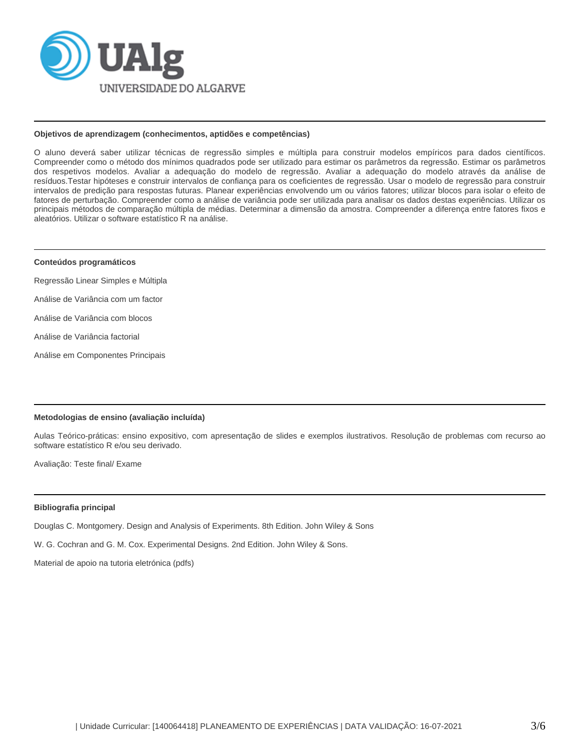### Objetivos de aprendizagem (conhecimentos, aptidões e competências)

O aluno deverá saber utilizar técnicas de regressão simples e múltipla para construir modelos empíricos para dados científicos. Compreender como o método dos mínimos quadrados pode ser utilizado para estimar os parâmetros da regressão. Estimar os parâmetros dos respetivos modelos. Avaliar a adequação do modelo de regressão. Avaliar a adequação do modelo através da análise de resíduos.Testar hipóteses e construir intervalos de confiança para os coeficientes de regressão. Usar o modelo de regressão para construir intervalos de predição para respostas futuras. Planear experiências envolvendo um ou vários fatores; utilizar blocos para isolar o efeito de fatores de perturbação. Compreender como a análise de variância pode ser utilizada para analisar os dados destas experiências. Utilizar os principais métodos de comparação múltipla de médias. Determinar a dimensão da amostra. Compreender a diferença entre fatores fixos e aleatórios. Utilizar o software estatístico R na análise.

### Conteúdos programáticos

Regressão Linear Simples e Múltipla

Análise de Variância com um factor

Análise de Variância com blocos

Análise de Variância factorial

Análise em Componentes Principais

### Metodologias de ensino (avaliação incluída)

Aulas Teórico-práticas: ensino expositivo, com apresentação de slides e exemplos ilustrativos. Resolução de problemas com recurso ao software estatístico R e/ou seu derivado.

Avaliação: Teste final/ Exame

### Bibliografia principal

Douglas C. Montgomery. Design and Analysis of Experiments. 8th Edition. John Wiley & Sons

W. G. Cochran and G. M. Cox. Experimental Designs. 2nd Edition. John Wiley & Sons.

Material de apoio na tutoria eletrónica (pdfs)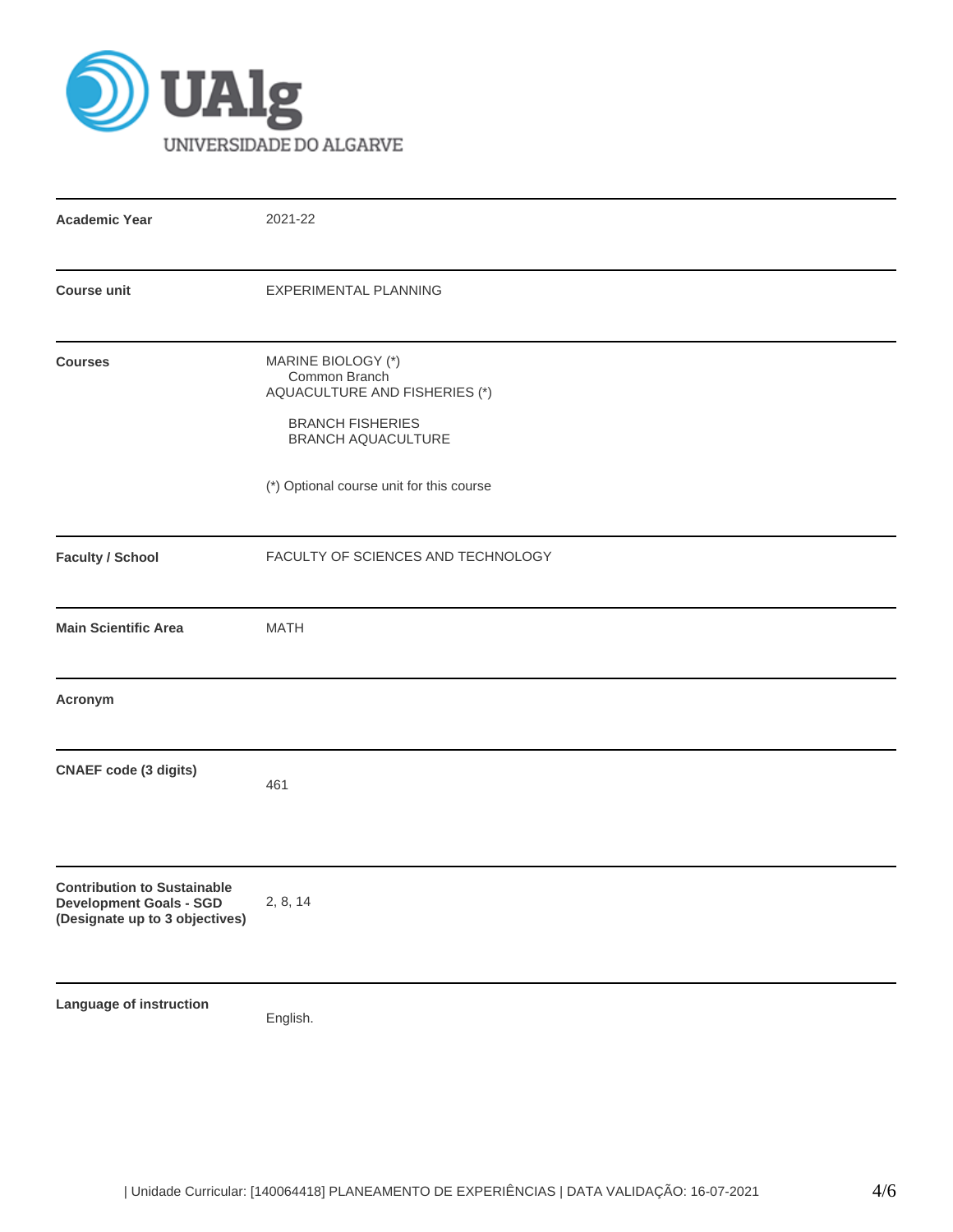UAlg UNIVERSIDADE DO ALGARVE

| | |
|---|---|
| **Academic Year** | 2021-22 |
| **Course unit** | EXPERIMENTAL PLANNING |
| **Courses** | MARINE BIOLOGY (*)<br>Common Branch<br>AQUACULTURE AND FISHERIES (*)<br><br>BRANCH FISHERIES<br>BRANCH AQUACULTURE<br><br>(*) Optional course unit for this course |
| **Faculty / School** | FACULTY OF SCIENCES AND TECHNOLOGY |
| **Main Scientific Area** | MATH |
| **Acronym** | |
| **CNAEF code (3 digits)** | 461 |
| **Contribution to Sustainable Development Goals - SGD (Designate up to 3 objectives)** | 2, 8, 14 |
| **Language of instruction** | English. |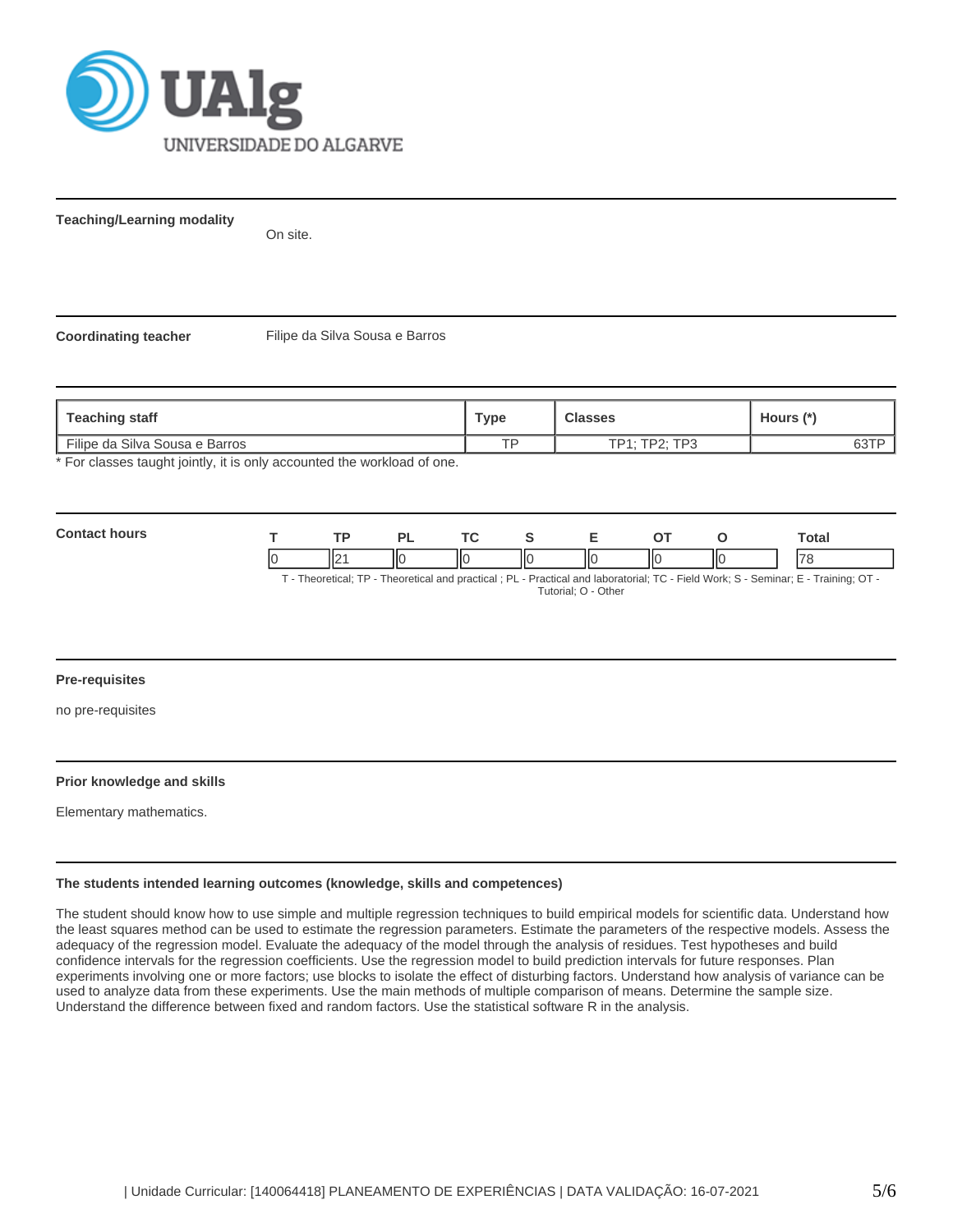**Teaching/Learning modality**

On site.

**Coordinating teacher**

Filipe da Silva Sousa e Barros

| Teaching staff | Type | Classes | Hours (*) |
|---|---|---|---|
| Filipe da Silva Sousa e Barros | TP | TP1; TP2; TP3 | 63TP |

* For classes taught jointly, it is only accounted the workload of one.

**Contact hours**

| T | TP | PL | TC | S | E | OT | O | Total |
|---|---|---|---|---|---|---|---|---|
| 0 | 21 | 0 | 0 | 0 | 0 | 0 | 0 | 78 |

T - Theoretical; TP - Theoretical and practical ; PL - Practical and laboratorial; TC - Field Work; S - Seminar; E - Training; OT - Tutorial; O - Other

**Pre-requisites**

no pre-requisites

**Prior knowledge and skills**

Elementary mathematics.

**The students intended learning outcomes (knowledge, skills and competences)**

The student should know how to use simple and multiple regression techniques to build empirical models for scientific data. Understand how the least squares method can be used to estimate the regression parameters. Estimate the parameters of the respective models. Assess the adequacy of the regression model. Evaluate the adequacy of the model through the analysis of residues. Test hypotheses and build confidence intervals for the regression coefficients. Use the regression model to build prediction intervals for future responses. Plan experiments involving one or more factors; use blocks to isolate the effect of disturbing factors. Understand how analysis of variance can be used to analyze data from these experiments. Use the main methods of multiple comparison of means. Determine the sample size. Understand the difference between fixed and random factors. Use the statistical software R in the analysis.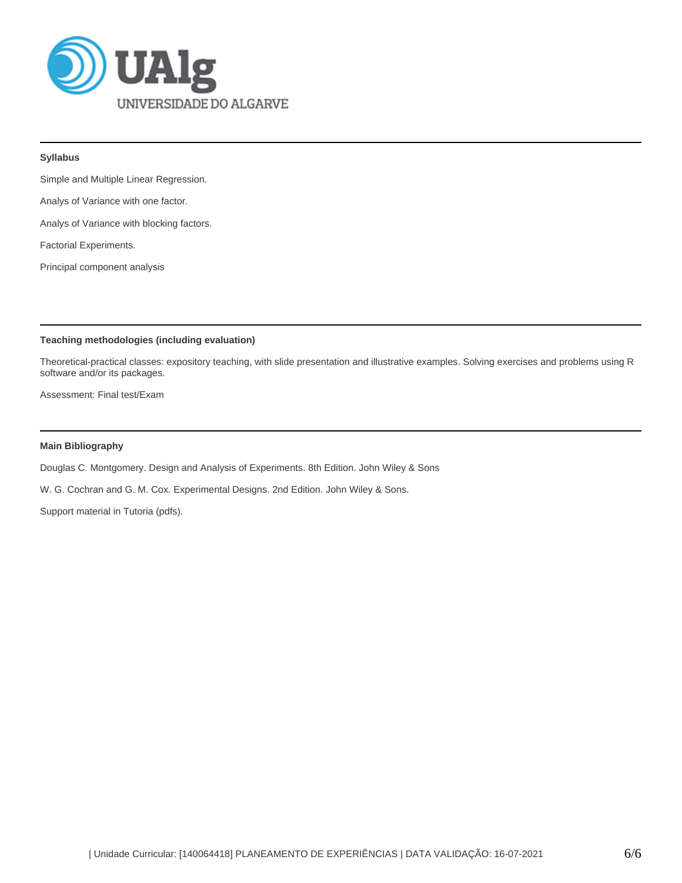**Syllabus**

Simple and Multiple Linear Regression.

Analys of Variance with one factor.

Analys of Variance with blocking factors.

Factorial Experiments.

Principal component analysis

**Teaching methodologies (including evaluation)**

Theoretical-practical classes: expository teaching, with slide presentation and illustrative examples. Solving exercises and problems using R software and/or its packages.

Assessment: Final test/Exam

**Main Bibliography**

Douglas C. Montgomery. Design and Analysis of Experiments. 8th Edition. John Wiley & Sons

W. G. Cochran and G. M. Cox. Experimental Designs. 2nd Edition. John Wiley & Sons.

Support material in Tutoria (pdfs).